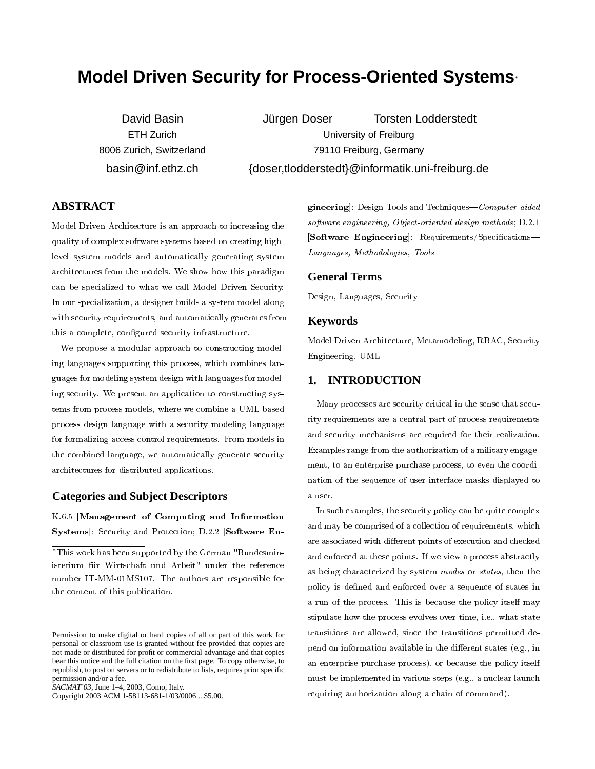# Model Driven Security for Process-Oriented Systems*

David Basin
ETH Zurich
8006 Zurich, Switzerland
basin@inf.ethz.ch

Jürgen Doser    Torsten Lodderstedt
University of Freiburg
79110 Freiburg, Germany
{doser,tlodderstedt}@informatik.uni-freiburg.de

## ABSTRACT

Model Driven Architecture is an approach to increasing the quality of complex software systems based on creating high-level system models and automatically generating system architectures from the models. We show how this paradigm can be specialized to what we call Model Driven Security. In our specialization, a designer builds a system model along with security requirements, and automatically generates from this a complete, configured security infrastructure.

We propose a modular approach to constructing modeling languages supporting this process, which combines languages for modeling system design with languages for modeling security. We present an application to constructing systems from process models, where we combine a UML-based process design language with a security modeling language for formalizing access control requirements. From models in the combined language, we automatically generate security architectures for distributed applications.

## Categories and Subject Descriptors

K.6.5 [**Management of Computing and Information Systems**]: Security and Protection; D.2.2 [**Software Engineering**]: Design Tools and Techniques—*Computer-aided software engineering, Object-oriented design methods*; D.2.1 [**Software Engineering**]: Requirements/Specifications—*Languages, Methodologies, Tools*

## General Terms

Design, Languages, Security

## Keywords

Model Driven Architecture, Metamodeling, RBAC, Security Engineering, UML

## 1. INTRODUCTION

Many processes are security critical in the sense that security requirements are a central part of process requirements and security mechanisms are required for their realization. Examples range from the authorization of a military engagement, to an enterprise purchase process, to even the coordination of the sequence of user interface masks displayed to a user.

In such examples, the security policy can be quite complex and may be comprised of a collection of requirements, which are associated with different points of execution and checked and enforced at these points. If we view a process abstractly as being characterized by system *modes* or *states*, then the policy is defined and enforced over a sequence of states in a run of the process. This is because the policy itself may stipulate how the process evolves over time, i.e., what state transitions are allowed, since the transitions permitted depend on information available in the different states (e.g., in an enterprise purchase process), or because the policy itself must be implemented in various steps (e.g., a nuclear launch requiring authorization along a chain of command).

*This work has been supported by the German "Bundesministerium für Wirtschaft und Arbeit" under the reference number IT-MM-01MS107. The authors are responsible for the content of this publication.

Permission to make digital or hard copies of all or part of this work for personal or classroom use is granted without fee provided that copies are not made or distributed for profit or commercial advantage and that copies bear this notice and the full citation on the first page. To copy otherwise, to republish, to post on servers or to redistribute to lists, requires prior specific permission and/or a fee.
*SACMAT'03*, June 1–4, 2003, Como, Italy.
Copyright 2003 ACM 1-58113-681-1/03/0006 ...$5.00.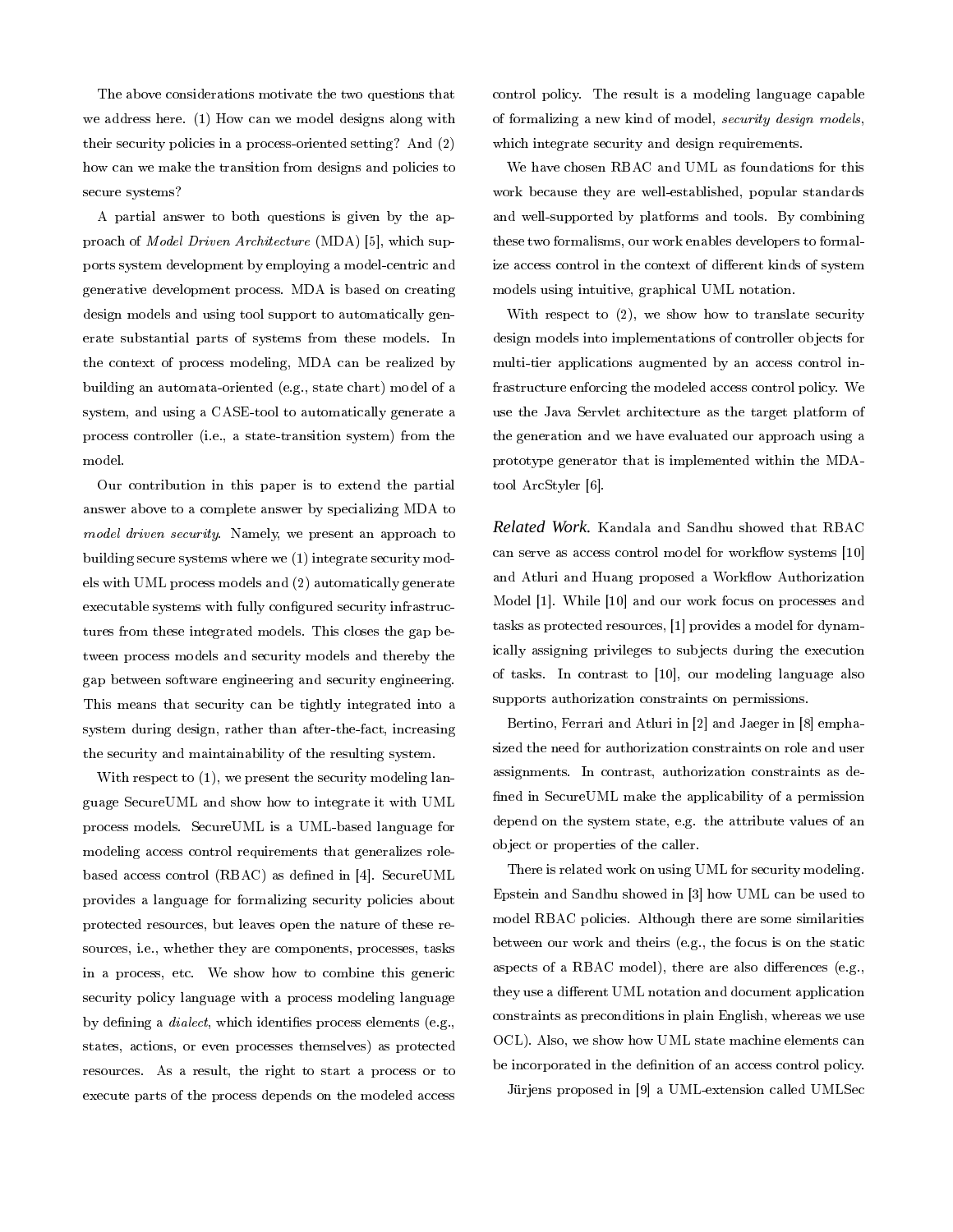The above considerations motivate the two questions that we address here. (1) How can we model designs along with their security policies in a process-oriented setting? And (2) how can we make the transition from designs and policies to secure systems?

A partial answer to both questions is given by the approach of *Model Driven Architecture* (MDA) [5], which supports system development by employing a model-centric and generative development process. MDA is based on creating design models and using tool support to automatically generate substantial parts of systems from these models. In the context of process modeling, MDA can be realized by building an automata-oriented (e.g., state chart) model of a system, and using a CASE-tool to automatically generate a process controller (i.e., a state-transition system) from the model.

Our contribution in this paper is to extend the partial answer above to a complete answer by specializing MDA to *model driven security*. Namely, we present an approach to building secure systems where we (1) integrate security models with UML process models and (2) automatically generate executable systems with fully configured security infrastructures from these integrated models. This closes the gap between process models and security models and thereby the gap between software engineering and security engineering. This means that security can be tightly integrated into a system during design, rather than after-the-fact, increasing the security and maintainability of the resulting system.

With respect to (1), we present the security modeling language SecureUML and show how to integrate it with UML process models. SecureUML is a UML-based language for modeling access control requirements that generalizes role-based access control (RBAC) as defined in [4]. SecureUML provides a language for formalizing security policies about protected resources, but leaves open the nature of these resources, i.e., whether they are components, processes, tasks in a process, etc. We show how to combine this generic security policy language with a process modeling language by defining a *dialect*, which identifies process elements (e.g., states, actions, or even processes themselves) as protected resources. As a result, the right to start a process or to execute parts of the process depends on the modeled access control policy. The result is a modeling language capable of formalizing a new kind of model, *security design models*, which integrate security and design requirements.

We have chosen RBAC and UML as foundations for this work because they are well-established, popular standards and well-supported by platforms and tools. By combining these two formalisms, our work enables developers to formalize access control in the context of different kinds of system models using intuitive, graphical UML notation.

With respect to (2), we show how to translate security design models into implementations of controller objects for multi-tier applications augmented by an access control infrastructure enforcing the modeled access control policy. We use the Java Servlet architecture as the target platform of the generation and we have evaluated our approach using a prototype generator that is implemented within the MDA-tool ArcStyler [6].

***Related Work.*** Kandala and Sandhu showed that RBAC can serve as access control model for workflow systems [10] and Atluri and Huang proposed a Workflow Authorization Model [1]. While [10] and our work focus on processes and tasks as protected resources, [1] provides a model for dynamically assigning privileges to subjects during the execution of tasks. In contrast to [10], our modeling language also supports authorization constraints on permissions.

Bertino, Ferrari and Atluri in [2] and Jaeger in [8] emphasized the need for authorization constraints on role and user assignments. In contrast, authorization constraints as defined in SecureUML make the applicability of a permission depend on the system state, e.g. the attribute values of an object or properties of the caller.

There is related work on using UML for security modeling. Epstein and Sandhu showed in [3] how UML can be used to model RBAC policies. Although there are some similarities between our work and theirs (e.g., the focus is on the static aspects of a RBAC model), there are also differences (e.g., they use a different UML notation and document application constraints as preconditions in plain English, whereas we use OCL). Also, we show how UML state machine elements can be incorporated in the definition of an access control policy.

Jürjens proposed in [9] a UML-extension called UMLSec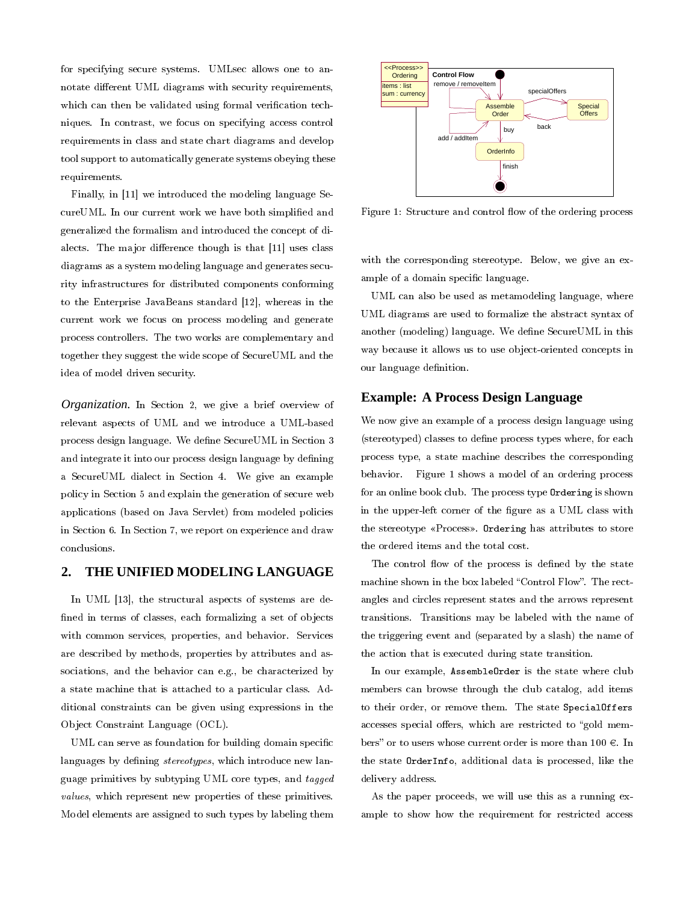for specifying secure systems. UMLsec allows one to annotate different UML diagrams with security requirements, which can then be validated using formal verification techniques. In contrast, we focus on specifying access control requirements in class and state chart diagrams and develop tool support to automatically generate systems obeying these requirements.

Finally, in [11] we introduced the modeling language SecureUML. In our current work we have both simplified and generalized the formalism and introduced the concept of dialects. The major difference though is that [11] uses class diagrams as a system modeling language and generates security infrastructures for distributed components conforming to the Enterprise JavaBeans standard [12], whereas in the current work we focus on process modeling and generate process controllers. The two works are complementary and together they suggest the wide scope of SecureUML and the idea of model driven security.

*Organization.* In Section 2, we give a brief overview of relevant aspects of UML and we introduce a UML-based process design language. We define SecureUML in Section 3 and integrate it into our process design language by defining a SecureUML dialect in Section 4. We give an example policy in Section 5 and explain the generation of secure web applications (based on Java Servlet) from modeled policies in Section 6. In Section 7, we report on experience and draw conclusions.

## 2. THE UNIFIED MODELING LANGUAGE

In UML [13], the structural aspects of systems are defined in terms of classes, each formalizing a set of objects with common services, properties, and behavior. Services are described by methods, properties by attributes and associations, and the behavior can e.g., be characterized by a state machine that is attached to a particular class. Additional constraints can be given using expressions in the Object Constraint Language (OCL).

UML can serve as foundation for building domain specific languages by defining *stereotypes*, which introduce new language primitives by subtyping UML core types, and *tagged values*, which represent new properties of these primitives. Model elements are assigned to such types by labeling them with the corresponding stereotype. Below, we give an example of a domain specific language.

Figure 1: Structure and control flow of the ordering process

UML can also be used as metamodeling language, where UML diagrams are used to formalize the abstract syntax of another (modeling) language. We define SecureUML in this way because it allows us to use object-oriented concepts in our language definition.

### Example: A Process Design Language

We now give an example of a process design language using (stereotyped) classes to define process types where, for each process type, a state machine describes the corresponding behavior. Figure 1 shows a model of an ordering process for an online book club. The process type `Ordering` is shown in the upper-left corner of the figure as a UML class with the stereotype «Process». `Ordering` has attributes to store the ordered items and the total cost.

The control flow of the process is defined by the state machine shown in the box labeled "Control Flow". The rectangles and circles represent states and the arrows represent transitions. Transitions may be labeled with the name of the triggering event and (separated by a slash) the name of the action that is executed during state transition.

In our example, `AssembleOrder` is the state where club members can browse through the club catalog, add items to their order, or remove them. The state `SpecialOffers` accesses special offers, which are restricted to "gold members" or to users whose current order is more than 100 €. In the state `OrderInfo`, additional data is processed, like the delivery address.

As the paper proceeds, we will use this as a running example to show how the requirement for restricted access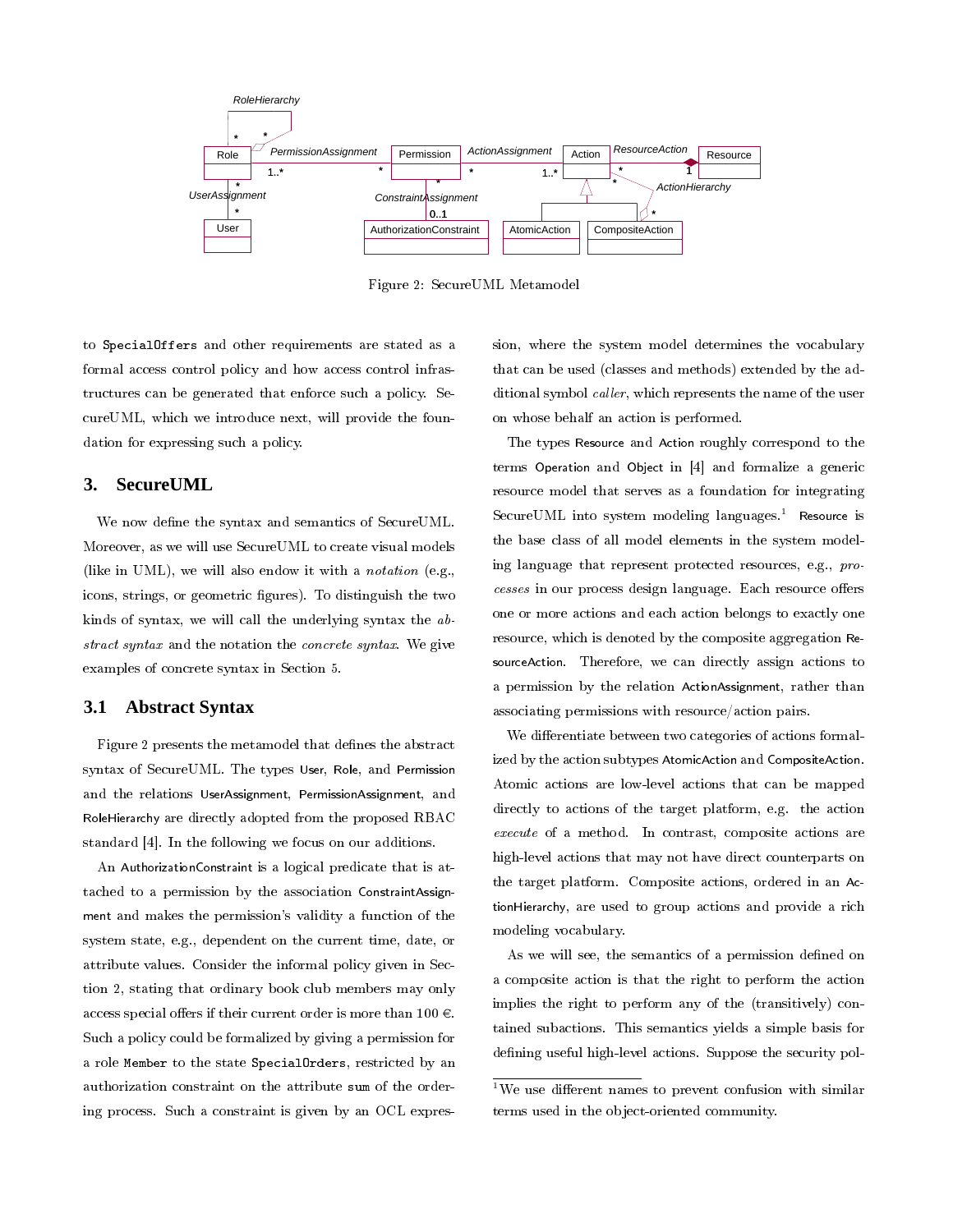Figure 2: SecureUML Metamodel

to SpecialOffers and other requirements are stated as a formal access control policy and how access control infrastructures can be generated that enforce such a policy. SecureUML, which we introduce next, will provide the foundation for expressing such a policy.

## 3. SecureUML

We now define the syntax and semantics of SecureUML. Moreover, as we will use SecureUML to create visual models (like in UML), we will also endow it with a *notation* (e.g., icons, strings, or geometric figures). To distinguish the two kinds of syntax, we will call the underlying syntax the *abstract syntax* and the notation the *concrete syntax*. We give examples of concrete syntax in Section 5.

### 3.1 Abstract Syntax

Figure 2 presents the metamodel that defines the abstract syntax of SecureUML. The types User, Role, and Permission and the relations UserAssignment, PermissionAssignment, and RoleHierarchy are directly adopted from the proposed RBAC standard [4]. In the following we focus on our additions.

An AuthorizationConstraint is a logical predicate that is attached to a permission by the association ConstraintAssignment and makes the permission's validity a function of the system state, e.g., dependent on the current time, date, or attribute values. Consider the informal policy given in Section 2, stating that ordinary book club members may only access special offers if their current order is more than 100 €. Such a policy could be formalized by giving a permission for a role Member to the state SpecialOrders, restricted by an authorization constraint on the attribute sum of the ordering process. Such a constraint is given by an OCL expression, where the system model determines the vocabulary that can be used (classes and methods) extended by the additional symbol *caller*, which represents the name of the user on whose behalf an action is performed.

The types Resource and Action roughly correspond to the terms Operation and Object in [4] and formalize a generic resource model that serves as a foundation for integrating SecureUML into system modeling languages.[1] Resource is the base class of all model elements in the system modeling language that represent protected resources, e.g., *processes* in our process design language. Each resource offers one or more actions and each action belongs to exactly one resource, which is denoted by the composite aggregation ResourceAction. Therefore, we can directly assign actions to a permission by the relation ActionAssignment, rather than associating permissions with resource/action pairs.

We differentiate between two categories of actions formalized by the action subtypes AtomicAction and CompositeAction. Atomic actions are low-level actions that can be mapped directly to actions of the target platform, e.g. the action *execute* of a method. In contrast, composite actions are high-level actions that may not have direct counterparts on the target platform. Composite actions, ordered in an ActionHierarchy, are used to group actions and provide a rich modeling vocabulary.

As we will see, the semantics of a permission defined on a composite action is that the right to perform the action implies the right to perform any of the (transitively) contained subactions. This semantics yields a simple basis for defining useful high-level actions. Suppose the security pol-

[1] We use different names to prevent confusion with similar terms used in the object-oriented community.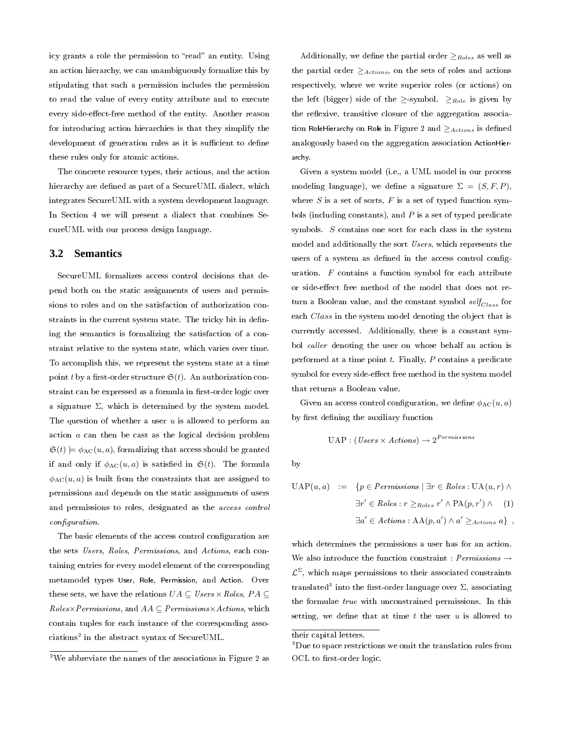icy grants a role the permission to "read" an entity. Using an action hierarchy, we can unambiguously formalize this by stipulating that such a permission includes the permission to read the value of every entity attribute and to execute every side-effect-free method of the entity. Another reason for introducing action hierarchies is that they simplify the development of generation rules as it is sufficient to define these rules only for atomic actions.

The concrete resource types, their actions, and the action hierarchy are defined as part of a SecureUML dialect, which integrates SecureUML with a system development language. In Section 4 we will present a dialect that combines SecureUML with our process design language.

### 3.2 Semantics

SecureUML formalizes access control decisions that depend both on the static assignments of users and permissions to roles and on the satisfaction of authorization constraints in the current system state. The tricky bit in defining the semantics is formalizing the satisfaction of a constraint relative to the system state, which varies over time. To accomplish this, we represent the system state at a time point $t$ by a first-order structure $\mathfrak{S}(t)$. An authorization constraint can be expressed as a formula in first-order logic over a signature $\Sigma$, which is determined by the system model. The question of whether a user $u$ is allowed to perform an action $a$ can then be cast as the logical decision problem $\mathfrak{S}(t) \models \phi_{\mathrm{AC}}(u,a)$, formalizing that access should be granted if and only if $\phi_{\mathrm{AC}}(u,a)$ is satisfied in $\mathfrak{S}(t)$. The formula $\phi_{\mathrm{AC}}(u,a)$ is built from the constraints that are assigned to permissions and depends on the static assignments of users and permissions to roles, designated as the *access control configuration*.

The basic elements of the access control configuration are the sets *Users*, *Roles*, *Permissions*, and *Actions*, each containing entries for every model element of the corresponding metamodel types User, Role, Permission, and Action. Over these sets, we have the relations $UA \subseteq Users \times Roles$, $PA \subseteq Roles \times Permissions$, and $AA \subseteq Permissions \times Actions$, which contain tuples for each instance of the corresponding associations[2] in the abstract syntax of SecureUML.

Additionally, we define the partial order $\geq_{Roles}$ as well as the partial order $\geq_{Actions}$, on the sets of roles and actions respectively, where we write superior roles (or actions) on the left (bigger) side of the $\geq$-symbol. $\geq_{Role}$ is given by the reflexive, transitive closure of the aggregation association RoleHierarchy on Role in Figure 2 and $\geq_{Actions}$ is defined analogously based on the aggregation association ActionHierarchy.

Given a system model (i.e., a UML model in our process modeling language), we define a signature $\Sigma = (S, F, P)$, where $S$ is a set of sorts, $F$ is a set of typed function symbols (including constants), and $P$ is a set of typed predicate symbols. $S$ contains one sort for each class in the system model and additionally the sort *Users*, which represents the users of a system as defined in the access control configuration. $F$ contains a function symbol for each attribute or side-effect free method of the model that does not return a Boolean value, and the constant symbol $self_{Class}$ for each $Class$ in the system model denoting the object that is currently accessed. Additionally, there is a constant symbol *caller* denoting the user on whose behalf an action is performed at a time point $t$. Finally, $P$ contains a predicate symbol for every side-effect free method in the system model that returns a Boolean value.

Given an access control configuration, we define $\phi_{\mathrm{AC}}(u,a)$ by first defining the auxiliary function

$$\mathrm{UAP} : (Users \times Actions) \rightarrow 2^{Permissions}$$

by

$$\begin{aligned} \mathrm{UAP}(u,a) \;:=\; & \{p \in Permissions \mid \exists r \in Roles : \mathrm{UA}(u,r) \wedge \\ & \exists r' \in Roles : r \geq_{Roles} r' \wedge \mathrm{PA}(p,r') \wedge \\ & \exists a' \in Actions : \mathrm{AA}(p,a') \wedge a' \geq_{Actions} a\} \;, \end{aligned} \tag{1}$$

which determines the permissions a user has for an action. We also introduce the function constraint : $Permissions \rightarrow \mathcal{L}^{\Sigma}$, which maps permissions to their associated constraints translated[3] into the first-order language over $\Sigma$, associating the formulae *true* with unconstrained permissions. In this setting, we define that at time $t$ the user $u$ is allowed to

[2] We abbreviate the names of the associations in Figure 2 as their capital letters.

[3] Due to space restrictions we omit the translation rules from OCL to first-order logic.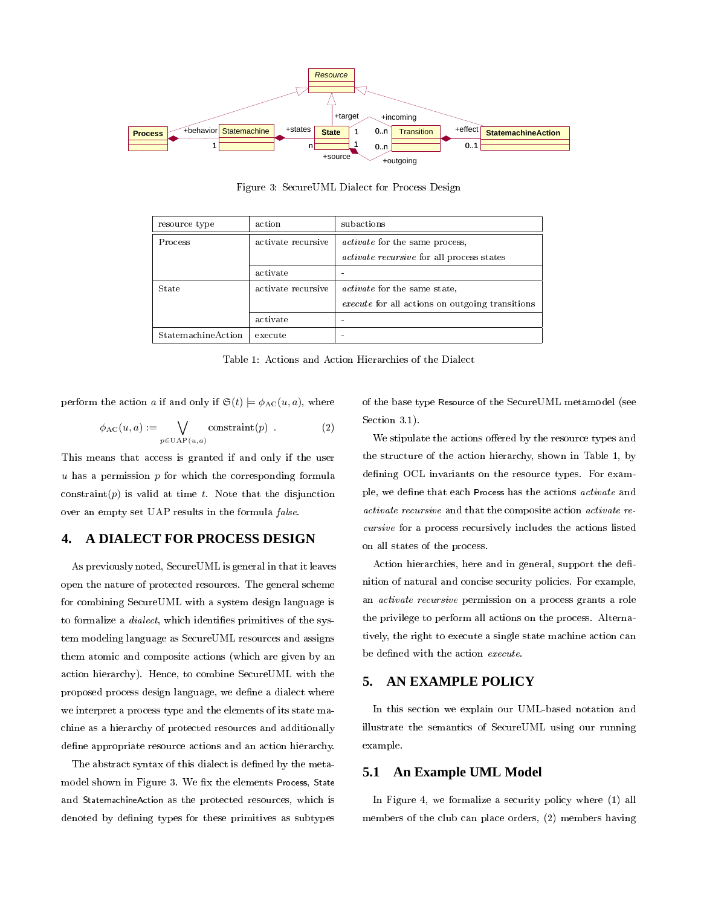Figure 3: SecureUML Dialect for Process Design

| resource type | action | subactions |
|---|---|---|
| Process | activate recursive | *activate* for the same process, *activate recursive* for all process states |
| | activate | - |
| State | activate recursive | *activate* for the same state, *execute* for all actions on outgoing transitions |
| | activate | - |
| StatemachineAction | execute | - |

Table 1: Actions and Action Hierarchies of the Dialect

perform the action $a$ if and only if $\mathfrak{S}(t) \models \phi_{\mathrm{AC}}(u, a)$, where

$$\phi_{\mathrm{AC}}(u, a) := \bigvee_{p \in \mathrm{UAP}(u,a)} \mathrm{constraint}(p) \ . \qquad (2)$$

This means that access is granted if and only if the user $u$ has a permission $p$ for which the corresponding formula constraint$(p)$ is valid at time $t$. Note that the disjunction over an empty set UAP results in the formula *false*.

## 4. A DIALECT FOR PROCESS DESIGN

As previously noted, SecureUML is general in that it leaves open the nature of protected resources. The general scheme for combining SecureUML with a system design language is to formalize a *dialect*, which identifies primitives of the system modeling language as SecureUML resources and assigns them atomic and composite actions (which are given by an action hierarchy). Hence, to combine SecureUML with the proposed process design language, we define a dialect where we interpret a process type and the elements of its state machine as a hierarchy of protected resources and additionally define appropriate resource actions and an action hierarchy.

The abstract syntax of this dialect is defined by the metamodel shown in Figure 3. We fix the elements Process, State and StatemachineAction as the protected resources, which is denoted by defining types for these primitives as subtypes of the base type Resource of the SecureUML metamodel (see Section 3.1).

We stipulate the actions offered by the resource types and the structure of the action hierarchy, shown in Table 1, by defining OCL invariants on the resource types. For example, we define that each Process has the actions *activate* and *activate recursive* and that the composite action *activate recursive* for a process recursively includes the actions listed on all states of the process.

Action hierarchies, here and in general, support the definition of natural and concise security policies. For example, an *activate recursive* permission on a process grants a role the privilege to perform all actions on the process. Alternatively, the right to execute a single state machine action can be defined with the action *execute*.

## 5. AN EXAMPLE POLICY

In this section we explain our UML-based notation and illustrate the semantics of SecureUML using our running example.

### 5.1 An Example UML Model

In Figure 4, we formalize a security policy where (1) all members of the club can place orders, (2) members having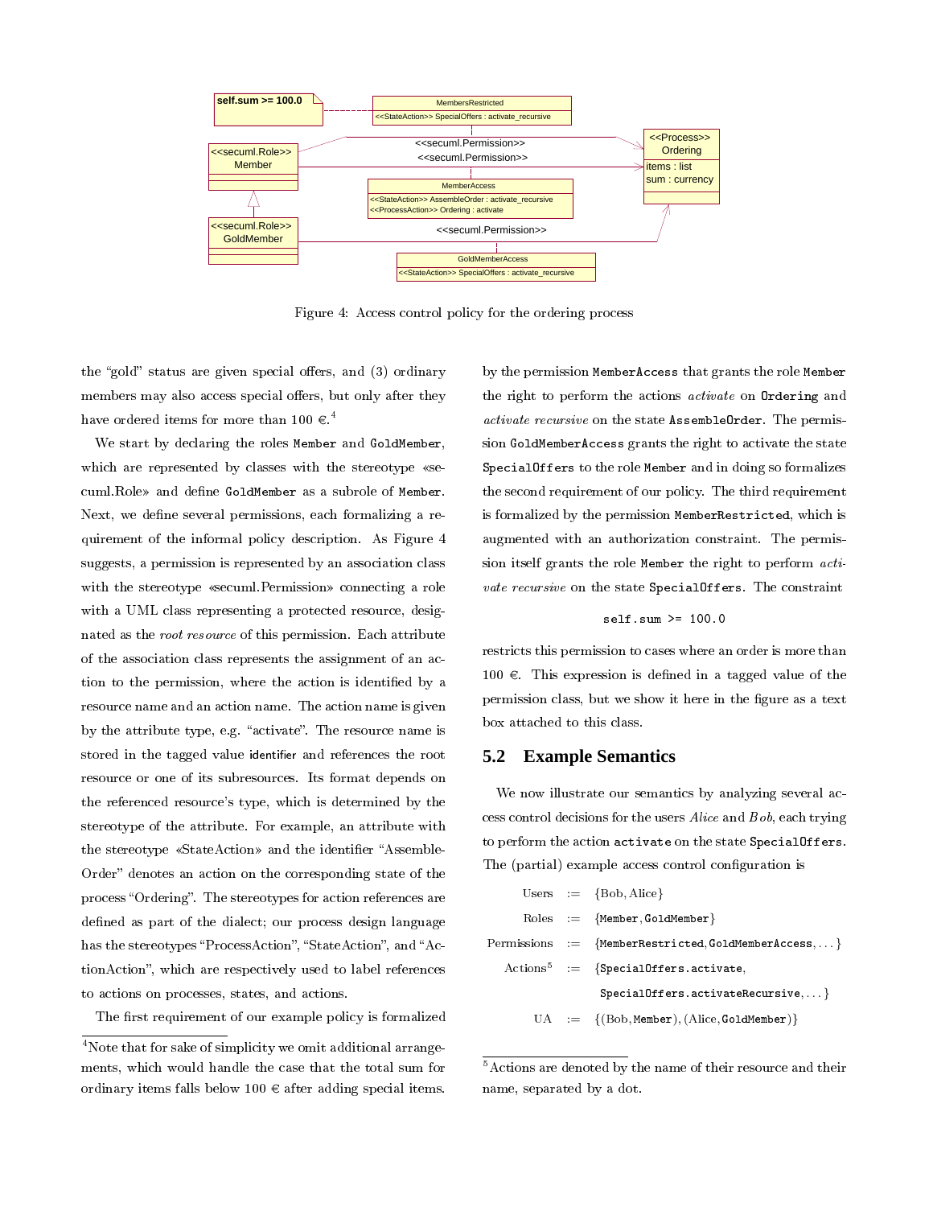Figure 4: Access control policy for the ordering process

the "gold" status are given special offers, and (3) ordinary members may also access special offers, but only after they have ordered items for more than 100 €.[4]

We start by declaring the roles `Member` and `GoldMember`, which are represented by classes with the stereotype «secuml.Role» and define `GoldMember` as a subrole of `Member`. Next, we define several permissions, each formalizing a requirement of the informal policy description. As Figure 4 suggests, a permission is represented by an association class with the stereotype «secuml.Permission» connecting a role with a UML class representing a protected resource, designated as the *root resource* of this permission. Each attribute of the association class represents the assignment of an action to the permission, where the action is identified by a resource name and an action name. The action name is given by the attribute type, e.g. "activate". The resource name is stored in the tagged value identifier and references the root resource or one of its subresources. Its format depends on the referenced resource's type, which is determined by the stereotype of the attribute. For example, an attribute with the stereotype «StateAction» and the identifier "AssembleOrder" denotes an action on the corresponding state of the process "Ordering". The stereotypes for action references are defined as part of the dialect; our process design language has the stereotypes "ProcessAction", "StateAction", and "ActionAction", which are respectively used to label references to actions on processes, states, and actions.

The first requirement of our example policy is formalized by the permission `MemberAccess` that grants the role `Member` the right to perform the actions *activate* on `Ordering` and *activate recursive* on the state `AssembleOrder`. The permission `GoldMemberAccess` grants the right to activate the state `SpecialOffers` to the role `Member` and in doing so formalizes the second requirement of our policy. The third requirement is formalized by the permission `MemberRestricted`, which is augmented with an authorization constraint. The permission itself grants the role `Member` the right to perform *activate recursive* on the state `SpecialOffers`. The constraint

```
self.sum >= 100.0
```

restricts this permission to cases where an order is more than 100 €. This expression is defined in a tagged value of the permission class, but we show it here in the figure as a text box attached to this class.

## 5.2 Example Semantics

We now illustrate our semantics by analyzing several access control decisions for the users *Alice* and *Bob*, each trying to perform the action `activate` on the state `SpecialOffers`. The (partial) example access control configuration is

$$
\begin{aligned}
\text{Users} &:= \{\text{Bob}, \text{Alice}\} \\
\text{Roles} &:= \{\texttt{Member}, \texttt{GoldMember}\} \\
\text{Permissions} &:= \{\texttt{MemberRestricted}, \texttt{GoldMemberAccess}, \ldots\} \\
\text{Actions}^{5} &:= \{\texttt{SpecialOffers.activate}, \\
&\quad\;\; \texttt{SpecialOffers.activateRecursive}, \ldots\} \\
\text{UA} &:= \{(\text{Bob}, \texttt{Member}), (\text{Alice}, \texttt{GoldMember})\}
\end{aligned}
$$

[4] Note that for sake of simplicity we omit additional arrangements, which would handle the case that the total sum for ordinary items falls below 100 € after adding special items.

[5] Actions are denoted by the name of their resource and their name, separated by a dot.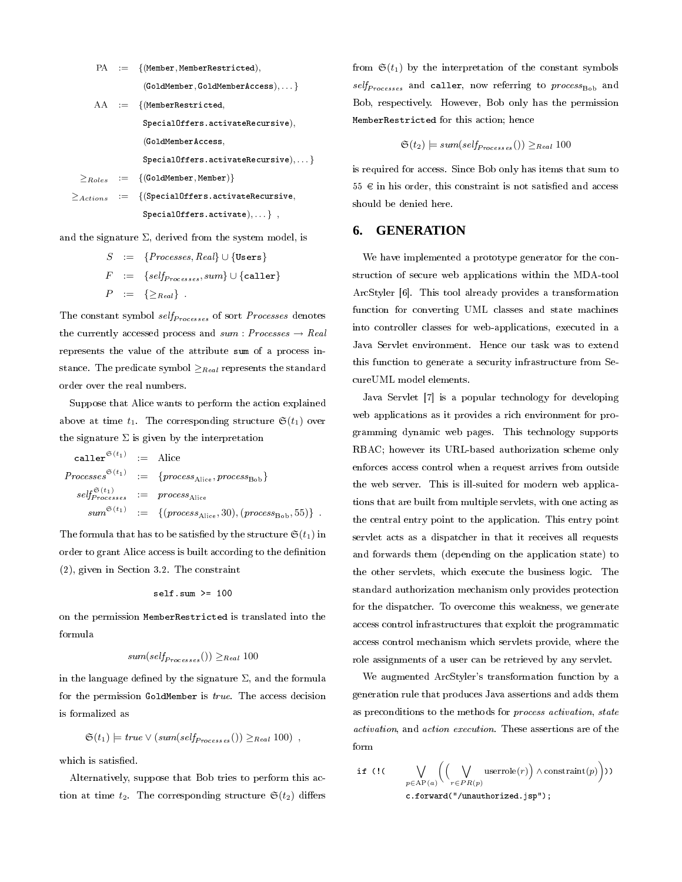$$
\begin{aligned}
\text{PA} &:= \{(\texttt{Member}, \texttt{MemberRestricted}),\\
&\quad\;\; (\texttt{GoldMember}, \texttt{GoldMemberAccess}), \ldots\}\\
\text{AA} &:= \{(\texttt{MemberRestricted},\\
&\quad\;\; \texttt{SpecialOffers.activateRecursive}),\\
&\quad\;\; (\texttt{GoldMemberAccess},\\
&\quad\;\; \texttt{SpecialOffers.activateRecursive}), \ldots\}\\
\geq_{Roles} &:= \{(\texttt{GoldMember}, \texttt{Member})\}\\
\geq_{Actions} &:= \{(\texttt{SpecialOffers.activateRecursive},\\
&\quad\;\; \texttt{SpecialOffers.activate}), \ldots\}\ ,
\end{aligned}
$$

and the signature $\Sigma$, derived from the system model, is

$$
\begin{aligned}
S &:= \{Processes, Real\} \cup \{\texttt{Users}\}\\
F &:= \{self_{Processes}, sum\} \cup \{\texttt{caller}\}\\
P &:= \{\geq_{Real}\}\ .
\end{aligned}
$$

The constant symbol $self_{Processes}$ of sort $Processes$ denotes the currently accessed process and $sum : Processes \rightarrow Real$ represents the value of the attribute `sum` of a process instance. The predicate symbol $\geq_{Real}$ represents the standard order over the real numbers.

Suppose that Alice wants to perform the action explained above at time $t_1$. The corresponding structure $\mathfrak{S}(t_1)$ over the signature $\Sigma$ is given by the interpretation

$$
\begin{aligned}
\texttt{caller}^{\mathfrak{S}(t_1)} &:= \text{Alice}\\
Processes^{\mathfrak{S}(t_1)} &:= \{process_{\text{Alice}}, process_{\text{Bob}}\}\\
self^{\mathfrak{S}(t_1)}_{Processes} &:= process_{\text{Alice}}\\
sum^{\mathfrak{S}(t_1)} &:= \{(process_{\text{Alice}}, 30), (process_{\text{Bob}}, 55)\}\ .
\end{aligned}
$$

The formula that has to be satisfied by the structure $\mathfrak{S}(t_1)$ in order to grant Alice access is built according to the definition (2), given in Section 3.2. The constraint

```
self.sum >= 100
```

on the permission `MemberRestricted` is translated into the formula

$$sum(self_{Processes}()) \geq_{Real} 100$$

in the language defined by the signature $\Sigma$, and the formula for the permission `GoldMember` is *true*. The access decision is formalized as

$$\mathfrak{S}(t_1) \models true \vee (sum(self_{Processes}()) \geq_{Real} 100)\ ,$$

which is satisfied.

Alternatively, suppose that Bob tries to perform this action at time $t_2$. The corresponding structure $\mathfrak{S}(t_2)$ differs from $\mathfrak{S}(t_1)$ by the interpretation of the constant symbols $self_{Processes}$ and `caller`, now referring to $process_{\text{Bob}}$ and Bob, respectively. However, Bob only has the permission `MemberRestricted` for this action; hence

$$\mathfrak{S}(t_2) \models sum(self_{Processes}()) \geq_{Real} 100$$

is required for access. Since Bob only has items that sum to 55 € in his order, this constraint is not satisfied and access should be denied here.

## 6. GENERATION

We have implemented a prototype generator for the construction of secure web applications within the MDA-tool ArcStyler [6]. This tool already provides a transformation function for converting UML classes and state machines into controller classes for web-applications, executed in a Java Servlet environment. Hence our task was to extend this function to generate a security infrastructure from SecureUML model elements.

Java Servlet [7] is a popular technology for developing web applications as it provides a rich environment for programming dynamic web pages. This technology supports RBAC; however its URL-based authorization scheme only enforces access control when a request arrives from outside the web server. This is ill-suited for modern web applications that are built from multiple servlets, with one acting as the central entry point to the application. This entry point servlet acts as a dispatcher in that it receives all requests and forwards them (depending on the application state) to the other servlets, which execute the business logic. The standard authorization mechanism only provides protection for the dispatcher. To overcome this weakness, we generate access control infrastructures that exploit the programmatic access control mechanism which servlets provide, where the role assignments of a user can be retrieved by any servlet.

We augmented ArcStyler's transformation function by a generation rule that produces Java assertions and adds them as preconditions to the methods for *process activation*, *state activation*, and *action execution*. These assertions are of the form

$$\texttt{if (!(}\ \bigvee_{p \in \text{AP}(a)} \Big( \Big( \bigvee_{r \in PR(p)} \text{userrole}(r) \Big) \wedge \text{constraint}(p) \Big) \texttt{))}$$
$$\texttt{c.forward("/unauthorized.jsp");}$$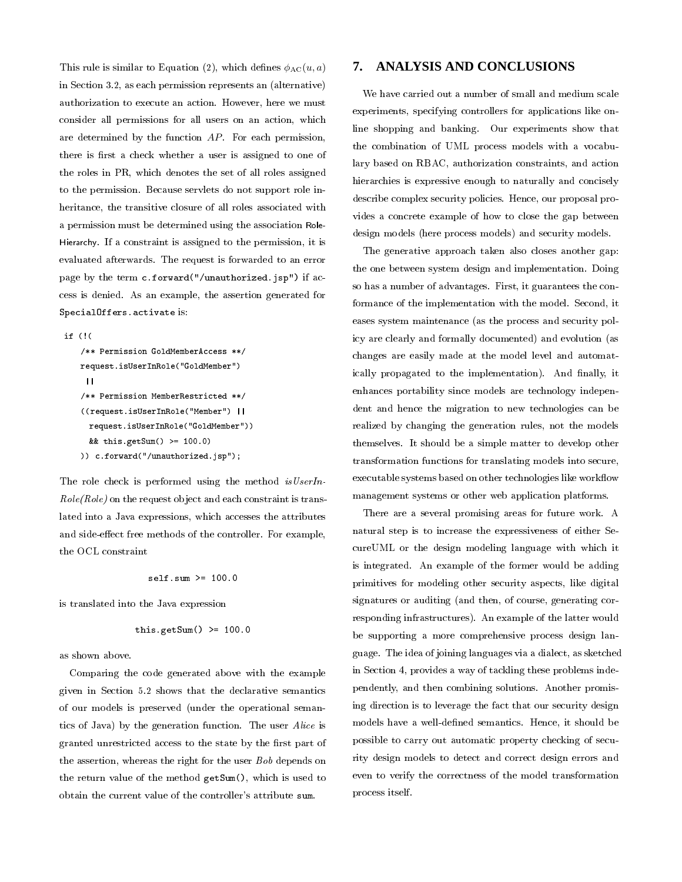This rule is similar to Equation (2), which defines $\phi_{\mathrm{AC}}(u, a)$ in Section 3.2, as each permission represents an (alternative) authorization to execute an action. However, here we must consider all permissions for all users on an action, which are determined by the function $AP$. For each permission, there is first a check whether a user is assigned to one of the roles in PR, which denotes the set of all roles assigned to the permission. Because servlets do not support role inheritance, the transitive closure of all roles associated with a permission must be determined using the association RoleHierarchy. If a constraint is assigned to the permission, it is evaluated afterwards. The request is forwarded to an error page by the term `c.forward("/unauthorized.jsp")` if access is denied. As an example, the assertion generated for `SpecialOffers.activate` is:

```
if (!(
    /** Permission GoldMemberAccess **/
    request.isUserInRole("GoldMember")
     ||
    /** Permission MemberRestricted **/
    ((request.isUserInRole("Member") ||
      request.isUserInRole("GoldMember"))
      && this.getSum() >= 100.0)
    )) c.forward("/unauthorized.jsp");
```

The role check is performed using the method *isUserInRole(Role)* on the request object and each constraint is translated into a Java expressions, which accesses the attributes and side-effect free methods of the controller. For example, the OCL constraint

```
self.sum >= 100.0
```

is translated into the Java expression

```
this.getSum() >= 100.0
```

as shown above.

Comparing the code generated above with the example given in Section 5.2 shows that the declarative semantics of our models is preserved (under the operational semantics of Java) by the generation function. The user *Alice* is granted unrestricted access to the state by the first part of the assertion, whereas the right for the user *Bob* depends on the return value of the method `getSum()`, which is used to obtain the current value of the controller's attribute `sum`.

## 7. ANALYSIS AND CONCLUSIONS

We have carried out a number of small and medium scale experiments, specifying controllers for applications like online shopping and banking. Our experiments show that the combination of UML process models with a vocabulary based on RBAC, authorization constraints, and action hierarchies is expressive enough to naturally and concisely describe complex security policies. Hence, our proposal provides a concrete example of how to close the gap between design models (here process models) and security models.

The generative approach taken also closes another gap: the one between system design and implementation. Doing so has a number of advantages. First, it guarantees the conformance of the implementation with the model. Second, it eases system maintenance (as the process and security policy are clearly and formally documented) and evolution (as changes are easily made at the model level and automatically propagated to the implementation). And finally, it enhances portability since models are technology independent and hence the migration to new technologies can be realized by changing the generation rules, not the models themselves. It should be a simple matter to develop other transformation functions for translating models into secure, executable systems based on other technologies like workflow management systems or other web application platforms.

There are a several promising areas for future work. A natural step is to increase the expressiveness of either SecureUML or the design modeling language with which it is integrated. An example of the former would be adding primitives for modeling other security aspects, like digital signatures or auditing (and then, of course, generating corresponding infrastructures). An example of the latter would be supporting a more comprehensive process design language. The idea of joining languages via a dialect, as sketched in Section 4, provides a way of tackling these problems independently, and then combining solutions. Another promising direction is to leverage the fact that our security design models have a well-defined semantics. Hence, it should be possible to carry out automatic property checking of security design models to detect and correct design errors and even to verify the correctness of the model transformation process itself.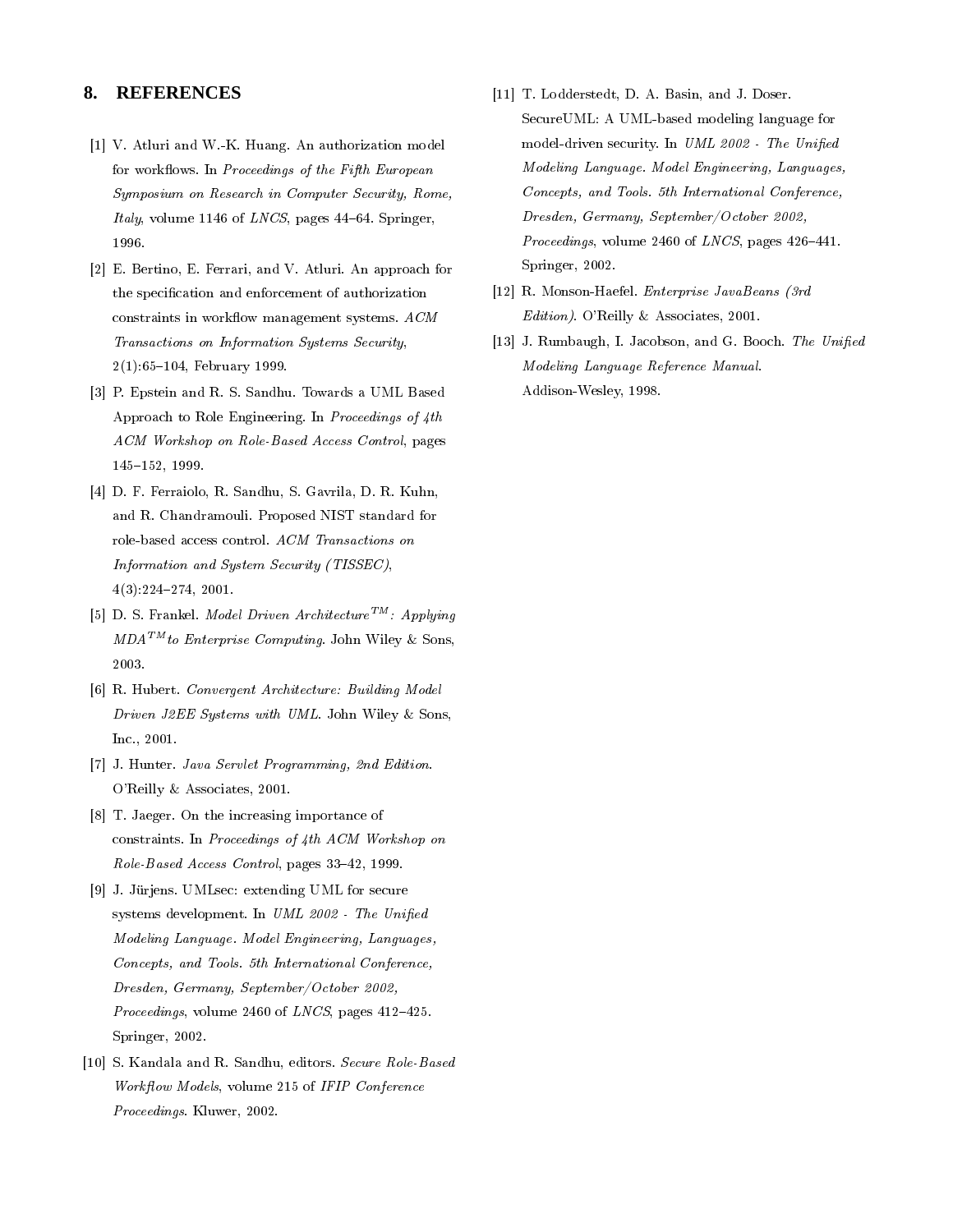## 8. REFERENCES

[1] V. Atluri and W.-K. Huang. An authorization model for workflows. In *Proceedings of the Fifth European Symposium on Research in Computer Security, Rome, Italy*, volume 1146 of *LNCS*, pages 44–64. Springer, 1996.

[2] E. Bertino, E. Ferrari, and V. Atluri. An approach for the specification and enforcement of authorization constraints in workflow management systems. *ACM Transactions on Information Systems Security*, 2(1):65–104, February 1999.

[3] P. Epstein and R. S. Sandhu. Towards a UML Based Approach to Role Engineering. In *Proceedings of 4th ACM Workshop on Role-Based Access Control*, pages 145–152, 1999.

[4] D. F. Ferraiolo, R. Sandhu, S. Gavrila, D. R. Kuhn, and R. Chandramouli. Proposed NIST standard for role-based access control. *ACM Transactions on Information and System Security (TISSEC)*, 4(3):224–274, 2001.

[5] D. S. Frankel. *Model Driven Architecture$^{TM}$: Applying MDA$^{TM}$to Enterprise Computing*. John Wiley & Sons, 2003.

[6] R. Hubert. *Convergent Architecture: Building Model Driven J2EE Systems with UML*. John Wiley & Sons, Inc., 2001.

[7] J. Hunter. *Java Servlet Programming, 2nd Edition*. O'Reilly & Associates, 2001.

[8] T. Jaeger. On the increasing importance of constraints. In *Proceedings of 4th ACM Workshop on Role-Based Access Control*, pages 33–42, 1999.

[9] J. Jürjens. UMLsec: extending UML for secure systems development. In *UML 2002 - The Unified Modeling Language. Model Engineering, Languages, Concepts, and Tools. 5th International Conference, Dresden, Germany, September/October 2002, Proceedings*, volume 2460 of *LNCS*, pages 412–425. Springer, 2002.

[10] S. Kandala and R. Sandhu, editors. *Secure Role-Based Workflow Models*, volume 215 of *IFIP Conference Proceedings*. Kluwer, 2002.

[11] T. Lodderstedt, D. A. Basin, and J. Doser. SecureUML: A UML-based modeling language for model-driven security. In *UML 2002 - The Unified Modeling Language. Model Engineering, Languages, Concepts, and Tools. 5th International Conference, Dresden, Germany, September/October 2002, Proceedings*, volume 2460 of *LNCS*, pages 426–441. Springer, 2002.

[12] R. Monson-Haefel. *Enterprise JavaBeans (3rd Edition)*. O'Reilly & Associates, 2001.

[13] J. Rumbaugh, I. Jacobson, and G. Booch. *The Unified Modeling Language Reference Manual*. Addison-Wesley, 1998.